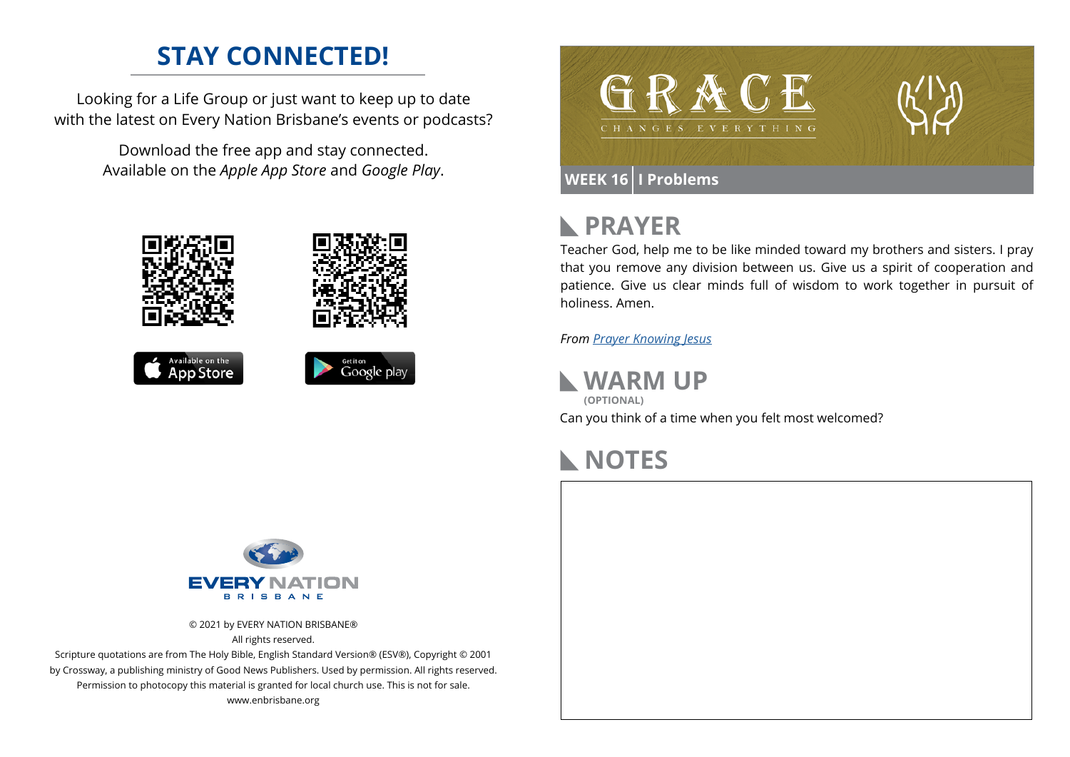# STAY CONNECTED!

Looking for a Life Group or just want to keep up to date with the latest on Every Nation Brisbane's events or podcasts?

Download the free app and stay connected. Available on the *Apple App Store* and *Google Play*.

Available on the App Store

Get it on Google play

EVERY NATION
BRISBANE

© 2021 by EVERY NATION BRISBANE®
All rights reserved.
Scripture quotations are from The Holy Bible, English Standard Version® (ESV®), Copyright © 2001 by Crossway, a publishing ministry of Good News Publishers. Used by permission. All rights reserved.
Permission to photocopy this material is granted for local church use. This is not for sale.
www.enbrisbane.org

GRACE
CHANGES EVERYTHING

**WEEK 16 | I Problems**

## PRAYER

Teacher God, help me to be like minded toward my brothers and sisters. I pray that you remove any division between us. Give us a spirit of cooperation and patience. Give us clear minds full of wisdom to work together in pursuit of holiness. Amen.

*From Prayer Knowing Jesus*

## WARM UP

**(OPTIONAL)**

Can you think of a time when you felt most welcomed?

## NOTES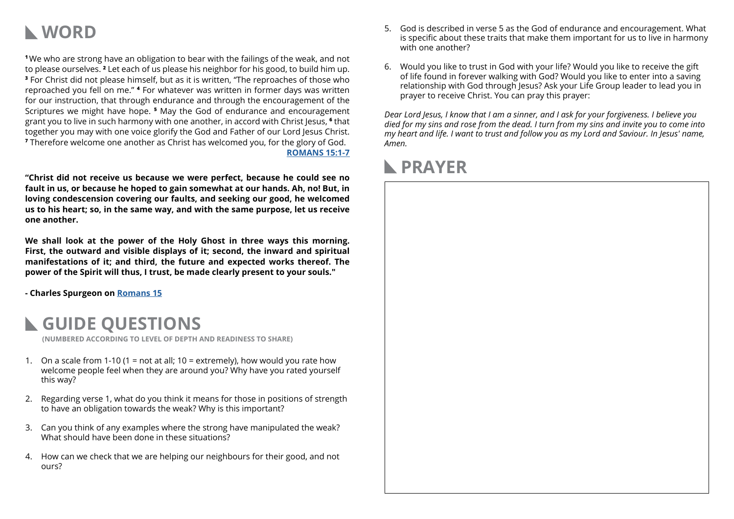## WORD

[1] We who are strong have an obligation to bear with the failings of the weak, and not to please ourselves. [2] Let each of us please his neighbor for his good, to build him up. [3] For Christ did not please himself, but as it is written, "The reproaches of those who reproached you fell on me." [4] For whatever was written in former days was written for our instruction, that through endurance and through the encouragement of the Scriptures we might have hope. [5] May the God of endurance and encouragement grant you to live in such harmony with one another, in accord with Christ Jesus, [6] that together you may with one voice glorify the God and Father of our Lord Jesus Christ. [7] Therefore welcome one another as Christ has welcomed you, for the glory of God.

**ROMANS 15:1-7**

**"Christ did not receive us because we were perfect, because he could see no fault in us, or because he hoped to gain somewhat at our hands. Ah, no! But, in loving condescension covering our faults, and seeking our good, he welcomed us to his heart; so, in the same way, and with the same purpose, let us receive one another.**

**We shall look at the power of the Holy Ghost in three ways this morning. First, the outward and visible displays of it; second, the inward and spiritual manifestations of it; and third, the future and expected works thereof. The power of the Spirit will thus, I trust, be made clearly present to your souls."**

**- Charles Spurgeon on Romans 15**

## GUIDE QUESTIONS

**(NUMBERED ACCORDING TO LEVEL OF DEPTH AND READINESS TO SHARE)**

1. On a scale from 1-10 (1 = not at all; 10 = extremely), how would you rate how welcome people feel when they are around you? Why have you rated yourself this way?
2. Regarding verse 1, what do you think it means for those in positions of strength to have an obligation towards the weak? Why is this important?
3. Can you think of any examples where the strong have manipulated the weak? What should have been done in these situations?
4. How can we check that we are helping our neighbours for their good, and not ours?
5. God is described in verse 5 as the God of endurance and encouragement. What is specific about these traits that make them important for us to live in harmony with one another?
6. Would you like to trust in God with your life? Would you like to receive the gift of life found in forever walking with God? Would you like to enter into a saving relationship with God through Jesus? Ask your Life Group leader to lead you in prayer to receive Christ. You can pray this prayer:

*Dear Lord Jesus, I know that I am a sinner, and I ask for your forgiveness. I believe you died for my sins and rose from the dead. I turn from my sins and invite you to come into my heart and life. I want to trust and follow you as my Lord and Saviour. In Jesus' name, Amen.*

## PRAYER